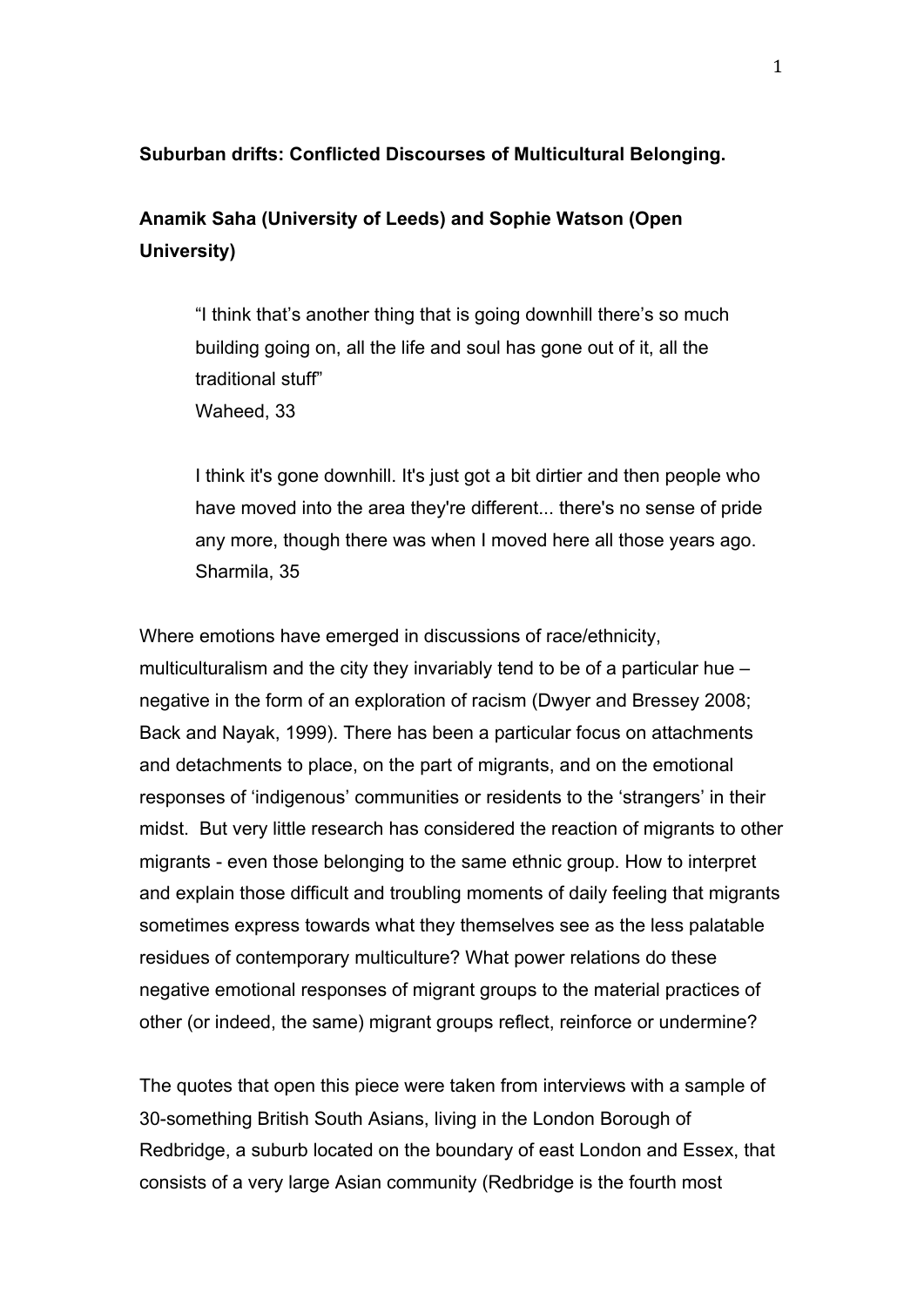**Suburban drifts: Conflicted Discourses of Multicultural Belonging.**

**Anamik Saha (University of Leeds) and Sophie Watson (Open University)**

> "I think that's another thing that is going downhill there's so much building going on, all the life and soul has gone out of it, all the traditional stuff"
> Waheed, 33
>
> I think it's gone downhill. It's just got a bit dirtier and then people who have moved into the area they're different... there's no sense of pride any more, though there was when I moved here all those years ago.
> Sharmila, 35

Where emotions have emerged in discussions of race/ethnicity, multiculturalism and the city they invariably tend to be of a particular hue – negative in the form of an exploration of racism (Dwyer and Bressey 2008; Back and Nayak, 1999). There has been a particular focus on attachments and detachments to place, on the part of migrants, and on the emotional responses of 'indigenous' communities or residents to the 'strangers' in their midst. But very little research has considered the reaction of migrants to other migrants - even those belonging to the same ethnic group. How to interpret and explain those difficult and troubling moments of daily feeling that migrants sometimes express towards what they themselves see as the less palatable residues of contemporary multiculture? What power relations do these negative emotional responses of migrant groups to the material practices of other (or indeed, the same) migrant groups reflect, reinforce or undermine?

The quotes that open this piece were taken from interviews with a sample of 30-something British South Asians, living in the London Borough of Redbridge, a suburb located on the boundary of east London and Essex, that consists of a very large Asian community (Redbridge is the fourth most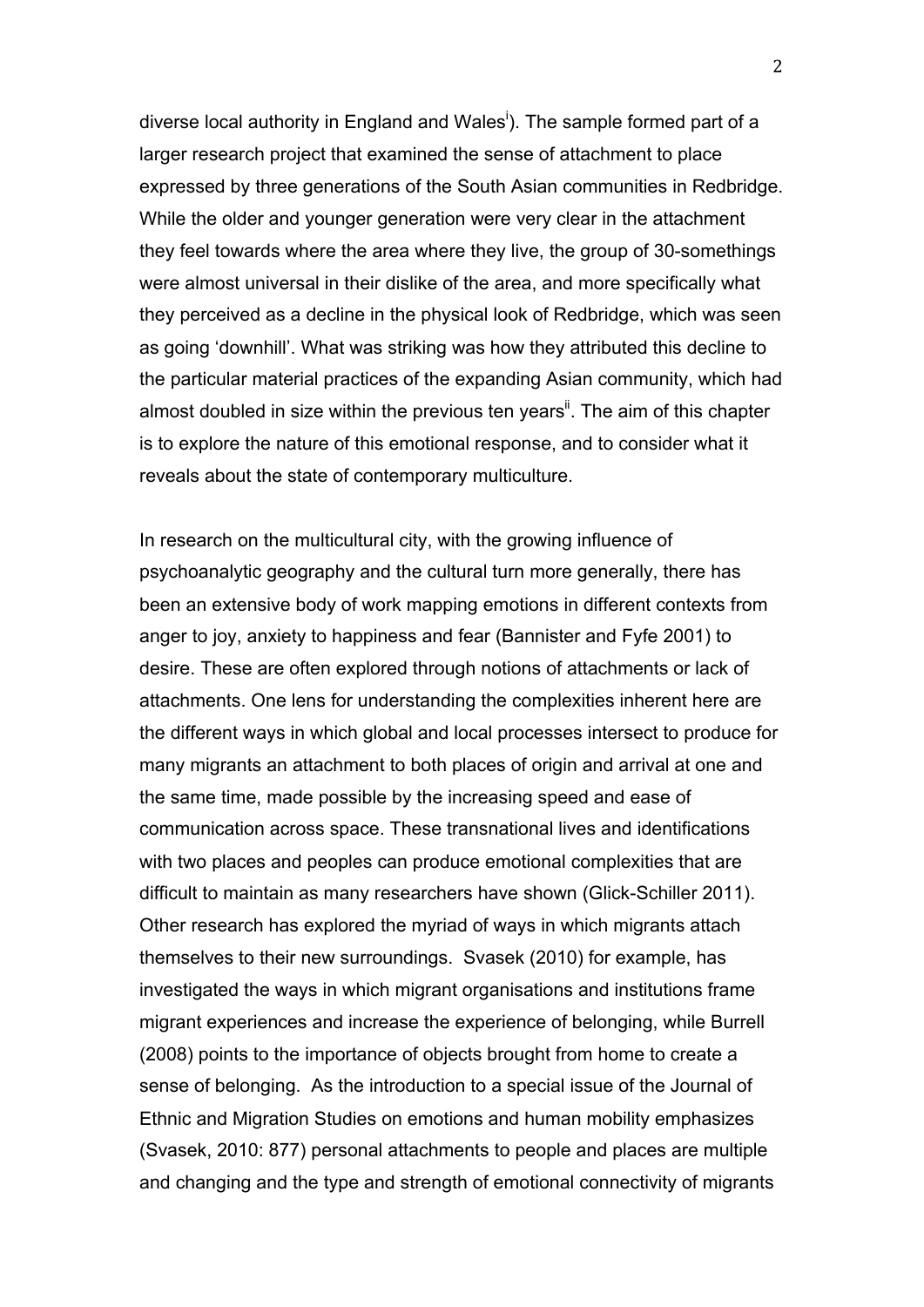diverse local authority in England and Wales[i]). The sample formed part of a larger research project that examined the sense of attachment to place expressed by three generations of the South Asian communities in Redbridge. While the older and younger generation were very clear in the attachment they feel towards where the area where they live, the group of 30-somethings were almost universal in their dislike of the area, and more specifically what they perceived as a decline in the physical look of Redbridge, which was seen as going 'downhill'. What was striking was how they attributed this decline to the particular material practices of the expanding Asian community, which had almost doubled in size within the previous ten years[ii]. The aim of this chapter is to explore the nature of this emotional response, and to consider what it reveals about the state of contemporary multiculture.

In research on the multicultural city, with the growing influence of psychoanalytic geography and the cultural turn more generally, there has been an extensive body of work mapping emotions in different contexts from anger to joy, anxiety to happiness and fear (Bannister and Fyfe 2001) to desire. These are often explored through notions of attachments or lack of attachments. One lens for understanding the complexities inherent here are the different ways in which global and local processes intersect to produce for many migrants an attachment to both places of origin and arrival at one and the same time, made possible by the increasing speed and ease of communication across space. These transnational lives and identifications with two places and peoples can produce emotional complexities that are difficult to maintain as many researchers have shown (Glick-Schiller 2011). Other research has explored the myriad of ways in which migrants attach themselves to their new surroundings. Svasek (2010) for example, has investigated the ways in which migrant organisations and institutions frame migrant experiences and increase the experience of belonging, while Burrell (2008) points to the importance of objects brought from home to create a sense of belonging. As the introduction to a special issue of the Journal of Ethnic and Migration Studies on emotions and human mobility emphasizes (Svasek, 2010: 877) personal attachments to people and places are multiple and changing and the type and strength of emotional connectivity of migrants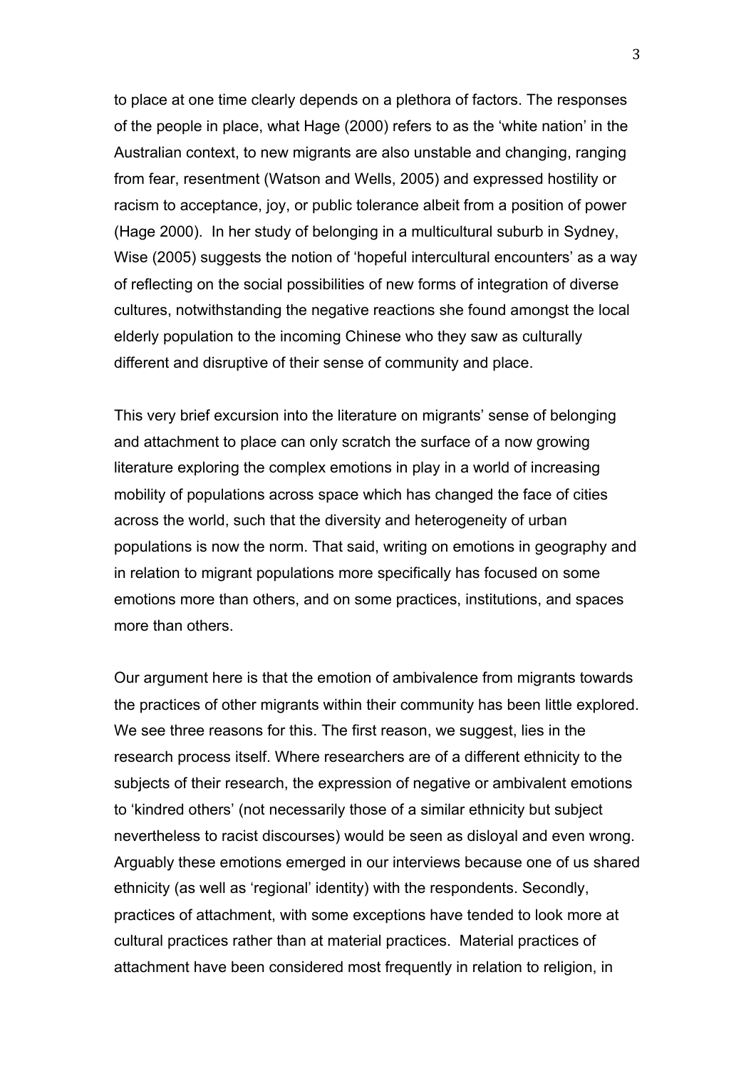to place at one time clearly depends on a plethora of factors. The responses of the people in place, what Hage (2000) refers to as the 'white nation' in the Australian context, to new migrants are also unstable and changing, ranging from fear, resentment (Watson and Wells, 2005) and expressed hostility or racism to acceptance, joy, or public tolerance albeit from a position of power (Hage 2000). In her study of belonging in a multicultural suburb in Sydney, Wise (2005) suggests the notion of 'hopeful intercultural encounters' as a way of reflecting on the social possibilities of new forms of integration of diverse cultures, notwithstanding the negative reactions she found amongst the local elderly population to the incoming Chinese who they saw as culturally different and disruptive of their sense of community and place.

This very brief excursion into the literature on migrants' sense of belonging and attachment to place can only scratch the surface of a now growing literature exploring the complex emotions in play in a world of increasing mobility of populations across space which has changed the face of cities across the world, such that the diversity and heterogeneity of urban populations is now the norm. That said, writing on emotions in geography and in relation to migrant populations more specifically has focused on some emotions more than others, and on some practices, institutions, and spaces more than others.

Our argument here is that the emotion of ambivalence from migrants towards the practices of other migrants within their community has been little explored. We see three reasons for this. The first reason, we suggest, lies in the research process itself. Where researchers are of a different ethnicity to the subjects of their research, the expression of negative or ambivalent emotions to 'kindred others' (not necessarily those of a similar ethnicity but subject nevertheless to racist discourses) would be seen as disloyal and even wrong. Arguably these emotions emerged in our interviews because one of us shared ethnicity (as well as 'regional' identity) with the respondents. Secondly, practices of attachment, with some exceptions have tended to look more at cultural practices rather than at material practices. Material practices of attachment have been considered most frequently in relation to religion, in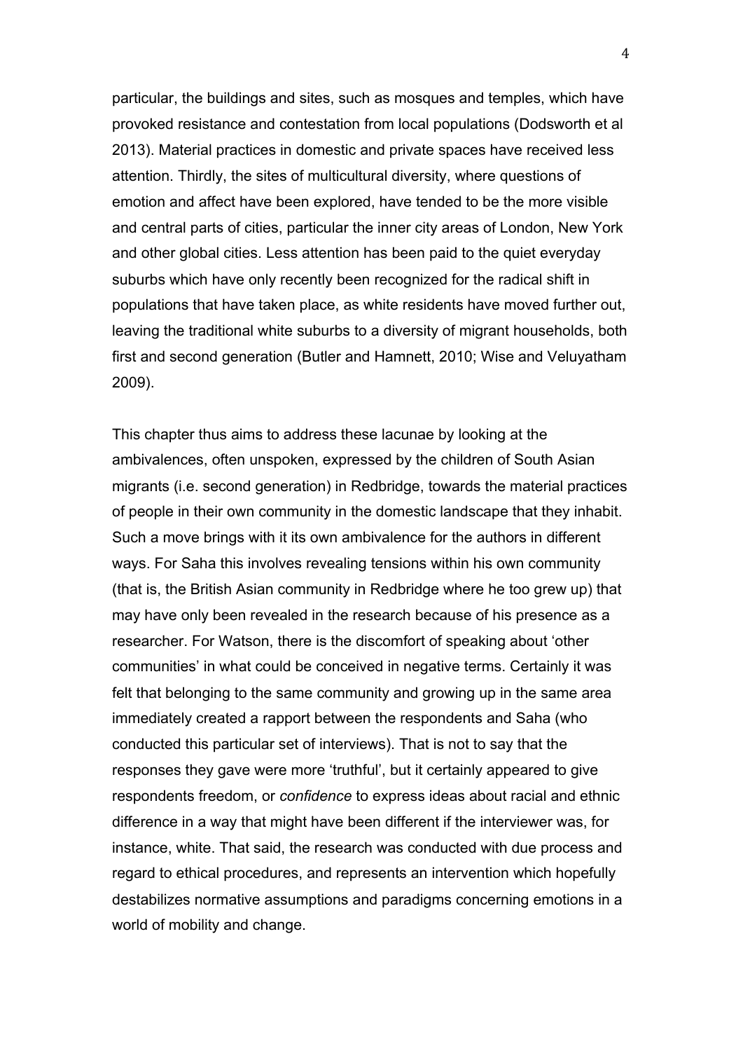particular, the buildings and sites, such as mosques and temples, which have provoked resistance and contestation from local populations (Dodsworth et al 2013). Material practices in domestic and private spaces have received less attention. Thirdly, the sites of multicultural diversity, where questions of emotion and affect have been explored, have tended to be the more visible and central parts of cities, particular the inner city areas of London, New York and other global cities. Less attention has been paid to the quiet everyday suburbs which have only recently been recognized for the radical shift in populations that have taken place, as white residents have moved further out, leaving the traditional white suburbs to a diversity of migrant households, both first and second generation (Butler and Hamnett, 2010; Wise and Veluyatham 2009).

This chapter thus aims to address these lacunae by looking at the ambivalences, often unspoken, expressed by the children of South Asian migrants (i.e. second generation) in Redbridge, towards the material practices of people in their own community in the domestic landscape that they inhabit. Such a move brings with it its own ambivalence for the authors in different ways. For Saha this involves revealing tensions within his own community (that is, the British Asian community in Redbridge where he too grew up) that may have only been revealed in the research because of his presence as a researcher. For Watson, there is the discomfort of speaking about 'other communities' in what could be conceived in negative terms. Certainly it was felt that belonging to the same community and growing up in the same area immediately created a rapport between the respondents and Saha (who conducted this particular set of interviews). That is not to say that the responses they gave were more 'truthful', but it certainly appeared to give respondents freedom, or *confidence* to express ideas about racial and ethnic difference in a way that might have been different if the interviewer was, for instance, white. That said, the research was conducted with due process and regard to ethical procedures, and represents an intervention which hopefully destabilizes normative assumptions and paradigms concerning emotions in a world of mobility and change.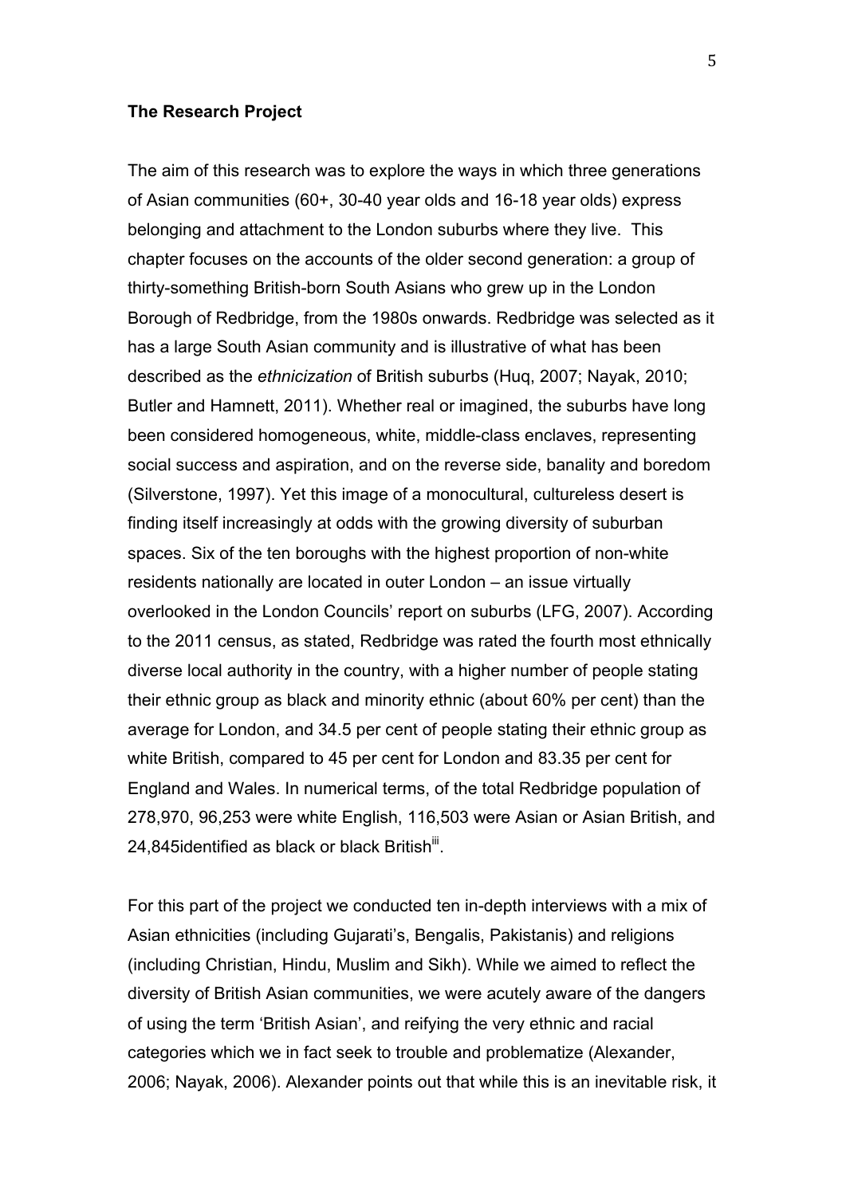**The Research Project**

The aim of this research was to explore the ways in which three generations of Asian communities (60+, 30-40 year olds and 16-18 year olds) express belonging and attachment to the London suburbs where they live. This chapter focuses on the accounts of the older second generation: a group of thirty-something British-born South Asians who grew up in the London Borough of Redbridge, from the 1980s onwards. Redbridge was selected as it has a large South Asian community and is illustrative of what has been described as the *ethnicization* of British suburbs (Huq, 2007; Nayak, 2010; Butler and Hamnett, 2011). Whether real or imagined, the suburbs have long been considered homogeneous, white, middle-class enclaves, representing social success and aspiration, and on the reverse side, banality and boredom (Silverstone, 1997). Yet this image of a monocultural, cultureless desert is finding itself increasingly at odds with the growing diversity of suburban spaces. Six of the ten boroughs with the highest proportion of non-white residents nationally are located in outer London – an issue virtually overlooked in the London Councils' report on suburbs (LFG, 2007). According to the 2011 census, as stated, Redbridge was rated the fourth most ethnically diverse local authority in the country, with a higher number of people stating their ethnic group as black and minority ethnic (about 60% per cent) than the average for London, and 34.5 per cent of people stating their ethnic group as white British, compared to 45 per cent for London and 83.35 per cent for England and Wales. In numerical terms, of the total Redbridge population of 278,970, 96,253 were white English, 116,503 were Asian or Asian British, and 24,845identified as black or black British[iii].

For this part of the project we conducted ten in-depth interviews with a mix of Asian ethnicities (including Gujarati's, Bengalis, Pakistanis) and religions (including Christian, Hindu, Muslim and Sikh). While we aimed to reflect the diversity of British Asian communities, we were acutely aware of the dangers of using the term 'British Asian', and reifying the very ethnic and racial categories which we in fact seek to trouble and problematize (Alexander, 2006; Nayak, 2006). Alexander points out that while this is an inevitable risk, it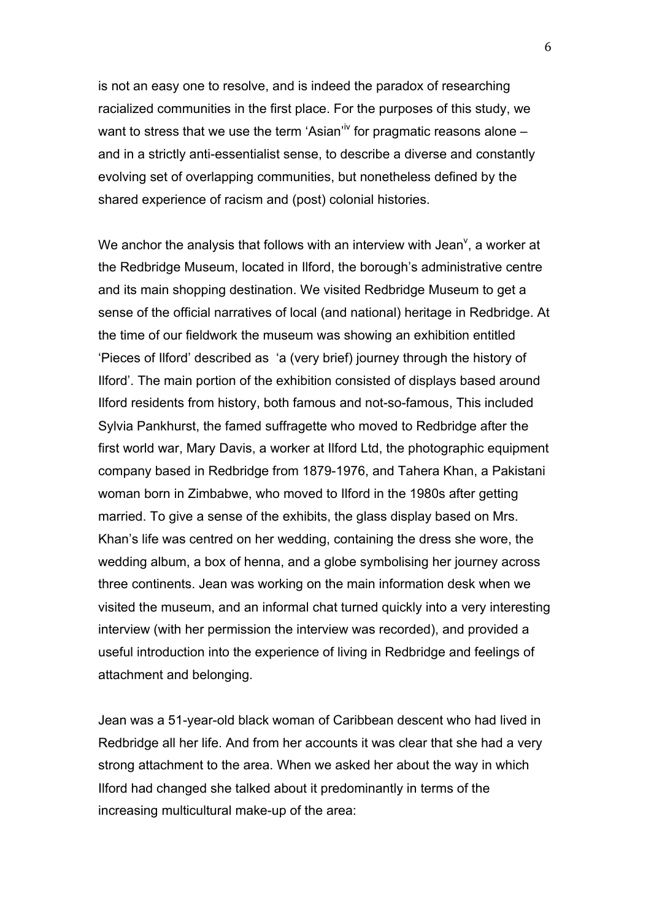is not an easy one to resolve, and is indeed the paradox of researching racialized communities in the first place. For the purposes of this study, we want to stress that we use the term 'Asian'[iv] for pragmatic reasons alone – and in a strictly anti-essentialist sense, to describe a diverse and constantly evolving set of overlapping communities, but nonetheless defined by the shared experience of racism and (post) colonial histories.

We anchor the analysis that follows with an interview with Jean[v], a worker at the Redbridge Museum, located in Ilford, the borough's administrative centre and its main shopping destination. We visited Redbridge Museum to get a sense of the official narratives of local (and national) heritage in Redbridge. At the time of our fieldwork the museum was showing an exhibition entitled 'Pieces of Ilford' described as 'a (very brief) journey through the history of Ilford'. The main portion of the exhibition consisted of displays based around Ilford residents from history, both famous and not-so-famous, This included Sylvia Pankhurst, the famed suffragette who moved to Redbridge after the first world war, Mary Davis, a worker at Ilford Ltd, the photographic equipment company based in Redbridge from 1879-1976, and Tahera Khan, a Pakistani woman born in Zimbabwe, who moved to Ilford in the 1980s after getting married. To give a sense of the exhibits, the glass display based on Mrs. Khan's life was centred on her wedding, containing the dress she wore, the wedding album, a box of henna, and a globe symbolising her journey across three continents. Jean was working on the main information desk when we visited the museum, and an informal chat turned quickly into a very interesting interview (with her permission the interview was recorded), and provided a useful introduction into the experience of living in Redbridge and feelings of attachment and belonging.

Jean was a 51-year-old black woman of Caribbean descent who had lived in Redbridge all her life. And from her accounts it was clear that she had a very strong attachment to the area. When we asked her about the way in which Ilford had changed she talked about it predominantly in terms of the increasing multicultural make-up of the area: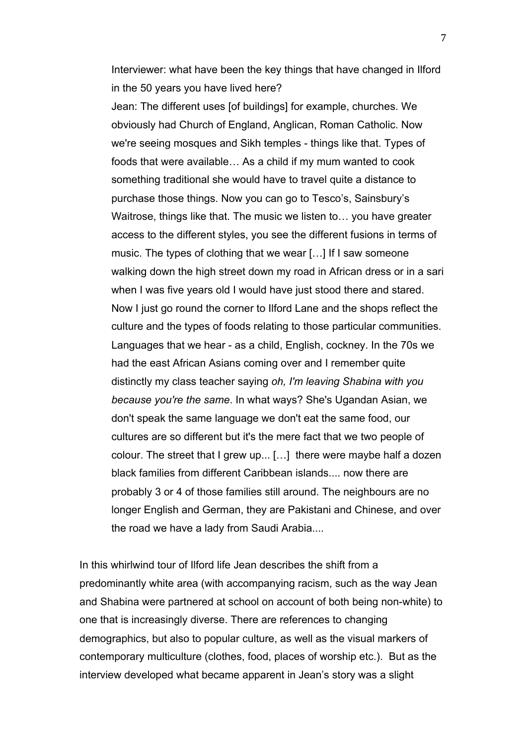> Interviewer: what have been the key things that have changed in Ilford in the 50 years you have lived here?
> Jean: The different uses [of buildings] for example, churches. We obviously had Church of England, Anglican, Roman Catholic. Now we're seeing mosques and Sikh temples - things like that. Types of foods that were available… As a child if my mum wanted to cook something traditional she would have to travel quite a distance to purchase those things. Now you can go to Tesco's, Sainsbury's Waitrose, things like that. The music we listen to… you have greater access to the different styles, you see the different fusions in terms of music. The types of clothing that we wear […] If I saw someone walking down the high street down my road in African dress or in a sari when I was five years old I would have just stood there and stared. Now I just go round the corner to Ilford Lane and the shops reflect the culture and the types of foods relating to those particular communities. Languages that we hear - as a child, English, cockney. In the 70s we had the east African Asians coming over and I remember quite distinctly my class teacher saying *oh, I'm leaving Shabina with you because you're the same*. In what ways? She's Ugandan Asian, we don't speak the same language we don't eat the same food, our cultures are so different but it's the mere fact that we two people of colour. The street that I grew up... […] there were maybe half a dozen black families from different Caribbean islands.... now there are probably 3 or 4 of those families still around. The neighbours are no longer English and German, they are Pakistani and Chinese, and over the road we have a lady from Saudi Arabia....

In this whirlwind tour of Ilford life Jean describes the shift from a predominantly white area (with accompanying racism, such as the way Jean and Shabina were partnered at school on account of both being non-white) to one that is increasingly diverse. There are references to changing demographics, but also to popular culture, as well as the visual markers of contemporary multiculture (clothes, food, places of worship etc.). But as the interview developed what became apparent in Jean's story was a slight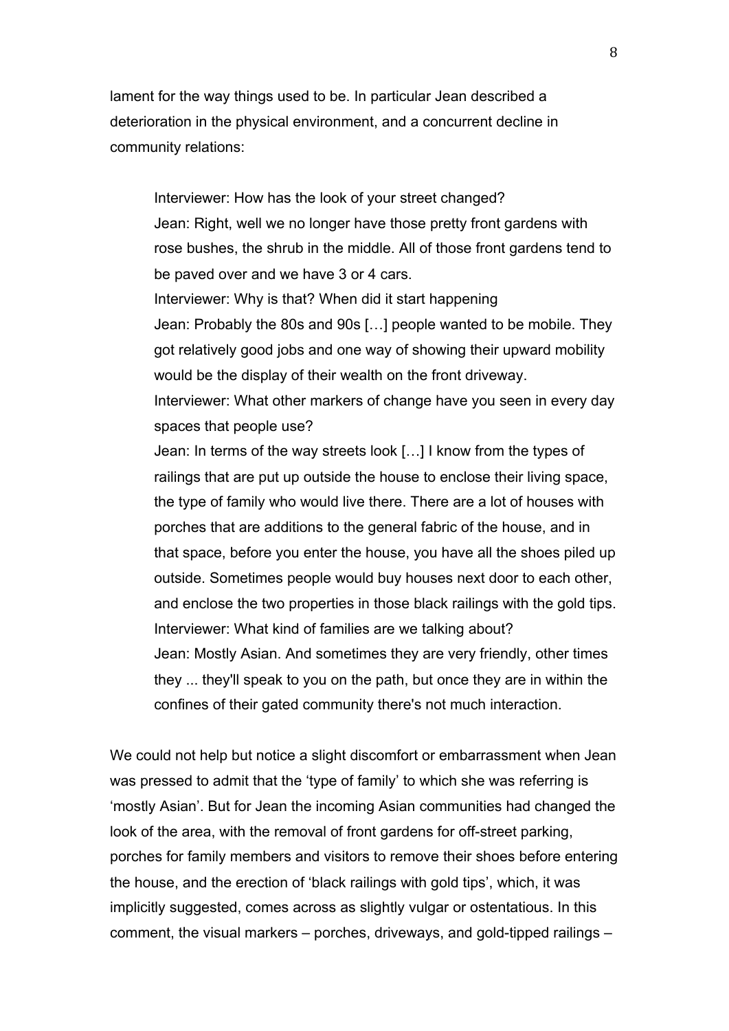lament for the way things used to be. In particular Jean described a deterioration in the physical environment, and a concurrent decline in community relations:

> Interviewer: How has the look of your street changed?
> Jean: Right, well we no longer have those pretty front gardens with rose bushes, the shrub in the middle. All of those front gardens tend to be paved over and we have 3 or 4 cars.
> Interviewer: Why is that? When did it start happening
> Jean: Probably the 80s and 90s […] people wanted to be mobile. They got relatively good jobs and one way of showing their upward mobility would be the display of their wealth on the front driveway.
> Interviewer: What other markers of change have you seen in every day spaces that people use?
> Jean: In terms of the way streets look […] I know from the types of railings that are put up outside the house to enclose their living space, the type of family who would live there. There are a lot of houses with porches that are additions to the general fabric of the house, and in that space, before you enter the house, you have all the shoes piled up outside. Sometimes people would buy houses next door to each other, and enclose the two properties in those black railings with the gold tips.
> Interviewer: What kind of families are we talking about?
> Jean: Mostly Asian. And sometimes they are very friendly, other times they ... they'll speak to you on the path, but once they are in within the confines of their gated community there's not much interaction.

We could not help but notice a slight discomfort or embarrassment when Jean was pressed to admit that the 'type of family' to which she was referring is 'mostly Asian'. But for Jean the incoming Asian communities had changed the look of the area, with the removal of front gardens for off-street parking, porches for family members and visitors to remove their shoes before entering the house, and the erection of 'black railings with gold tips', which, it was implicitly suggested, comes across as slightly vulgar or ostentatious. In this comment, the visual markers – porches, driveways, and gold-tipped railings –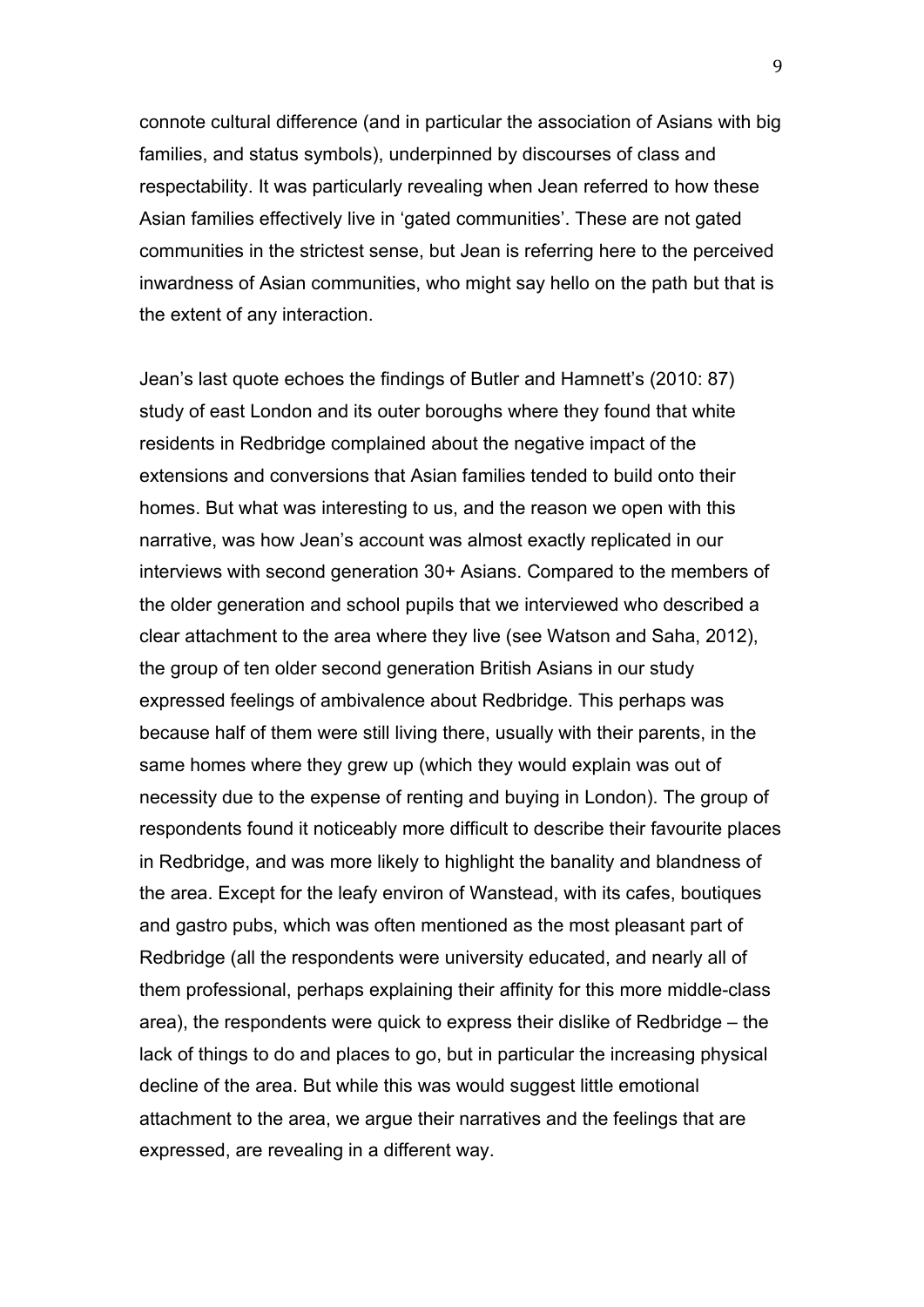connote cultural difference (and in particular the association of Asians with big families, and status symbols), underpinned by discourses of class and respectability. It was particularly revealing when Jean referred to how these Asian families effectively live in 'gated communities'. These are not gated communities in the strictest sense, but Jean is referring here to the perceived inwardness of Asian communities, who might say hello on the path but that is the extent of any interaction.

Jean's last quote echoes the findings of Butler and Hamnett's (2010: 87) study of east London and its outer boroughs where they found that white residents in Redbridge complained about the negative impact of the extensions and conversions that Asian families tended to build onto their homes. But what was interesting to us, and the reason we open with this narrative, was how Jean's account was almost exactly replicated in our interviews with second generation 30+ Asians. Compared to the members of the older generation and school pupils that we interviewed who described a clear attachment to the area where they live (see Watson and Saha, 2012), the group of ten older second generation British Asians in our study expressed feelings of ambivalence about Redbridge. This perhaps was because half of them were still living there, usually with their parents, in the same homes where they grew up (which they would explain was out of necessity due to the expense of renting and buying in London). The group of respondents found it noticeably more difficult to describe their favourite places in Redbridge, and was more likely to highlight the banality and blandness of the area. Except for the leafy environ of Wanstead, with its cafes, boutiques and gastro pubs, which was often mentioned as the most pleasant part of Redbridge (all the respondents were university educated, and nearly all of them professional, perhaps explaining their affinity for this more middle-class area), the respondents were quick to express their dislike of Redbridge – the lack of things to do and places to go, but in particular the increasing physical decline of the area. But while this was would suggest little emotional attachment to the area, we argue their narratives and the feelings that are expressed, are revealing in a different way.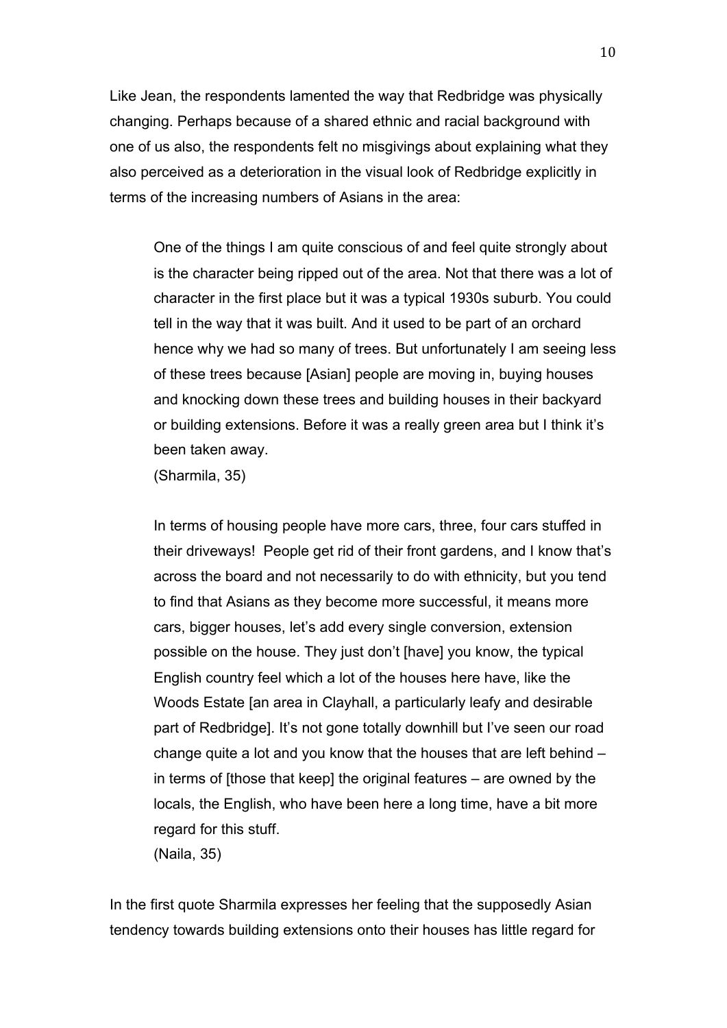Like Jean, the respondents lamented the way that Redbridge was physically changing. Perhaps because of a shared ethnic and racial background with one of us also, the respondents felt no misgivings about explaining what they also perceived as a deterioration in the visual look of Redbridge explicitly in terms of the increasing numbers of Asians in the area:

> One of the things I am quite conscious of and feel quite strongly about is the character being ripped out of the area. Not that there was a lot of character in the first place but it was a typical 1930s suburb. You could tell in the way that it was built. And it used to be part of an orchard hence why we had so many of trees. But unfortunately I am seeing less of these trees because [Asian] people are moving in, buying houses and knocking down these trees and building houses in their backyard or building extensions. Before it was a really green area but I think it's been taken away.
> (Sharmila, 35)

> In terms of housing people have more cars, three, four cars stuffed in their driveways! People get rid of their front gardens, and I know that's across the board and not necessarily to do with ethnicity, but you tend to find that Asians as they become more successful, it means more cars, bigger houses, let's add every single conversion, extension possible on the house. They just don't [have] you know, the typical English country feel which a lot of the houses here have, like the Woods Estate [an area in Clayhall, a particularly leafy and desirable part of Redbridge]. It's not gone totally downhill but I've seen our road change quite a lot and you know that the houses that are left behind – in terms of [those that keep] the original features – are owned by the locals, the English, who have been here a long time, have a bit more regard for this stuff.
> (Naila, 35)

In the first quote Sharmila expresses her feeling that the supposedly Asian tendency towards building extensions onto their houses has little regard for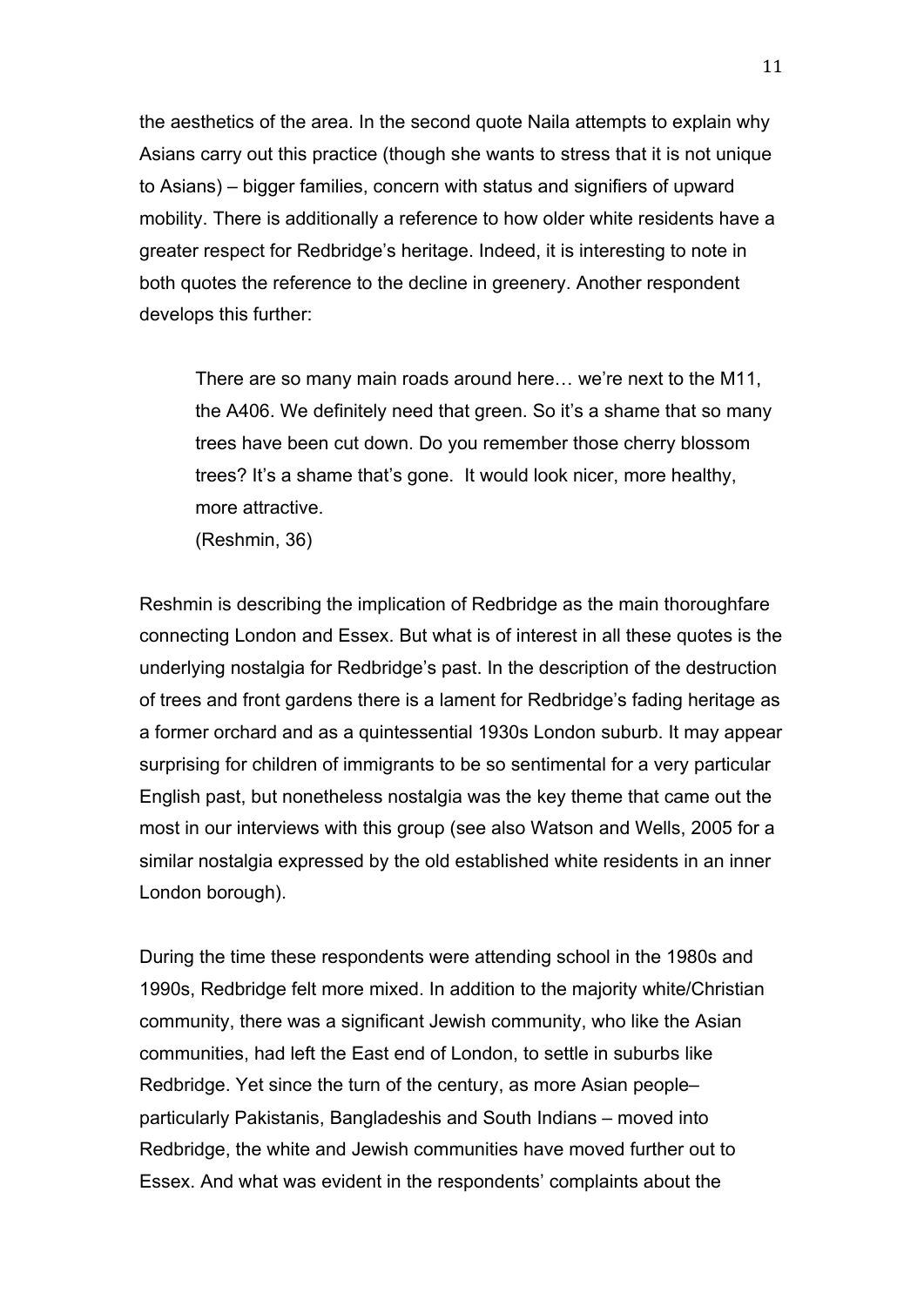the aesthetics of the area. In the second quote Naila attempts to explain why Asians carry out this practice (though she wants to stress that it is not unique to Asians) – bigger families, concern with status and signifiers of upward mobility. There is additionally a reference to how older white residents have a greater respect for Redbridge's heritage. Indeed, it is interesting to note in both quotes the reference to the decline in greenery. Another respondent develops this further:

> There are so many main roads around here… we're next to the M11, the A406. We definitely need that green. So it's a shame that so many trees have been cut down. Do you remember those cherry blossom trees? It's a shame that's gone. It would look nicer, more healthy, more attractive.
> (Reshmin, 36)

Reshmin is describing the implication of Redbridge as the main thoroughfare connecting London and Essex. But what is of interest in all these quotes is the underlying nostalgia for Redbridge's past. In the description of the destruction of trees and front gardens there is a lament for Redbridge's fading heritage as a former orchard and as a quintessential 1930s London suburb. It may appear surprising for children of immigrants to be so sentimental for a very particular English past, but nonetheless nostalgia was the key theme that came out the most in our interviews with this group (see also Watson and Wells, 2005 for a similar nostalgia expressed by the old established white residents in an inner London borough).

During the time these respondents were attending school in the 1980s and 1990s, Redbridge felt more mixed. In addition to the majority white/Christian community, there was a significant Jewish community, who like the Asian communities, had left the East end of London, to settle in suburbs like Redbridge. Yet since the turn of the century, as more Asian people– particularly Pakistanis, Bangladeshis and South Indians – moved into Redbridge, the white and Jewish communities have moved further out to Essex. And what was evident in the respondents' complaints about the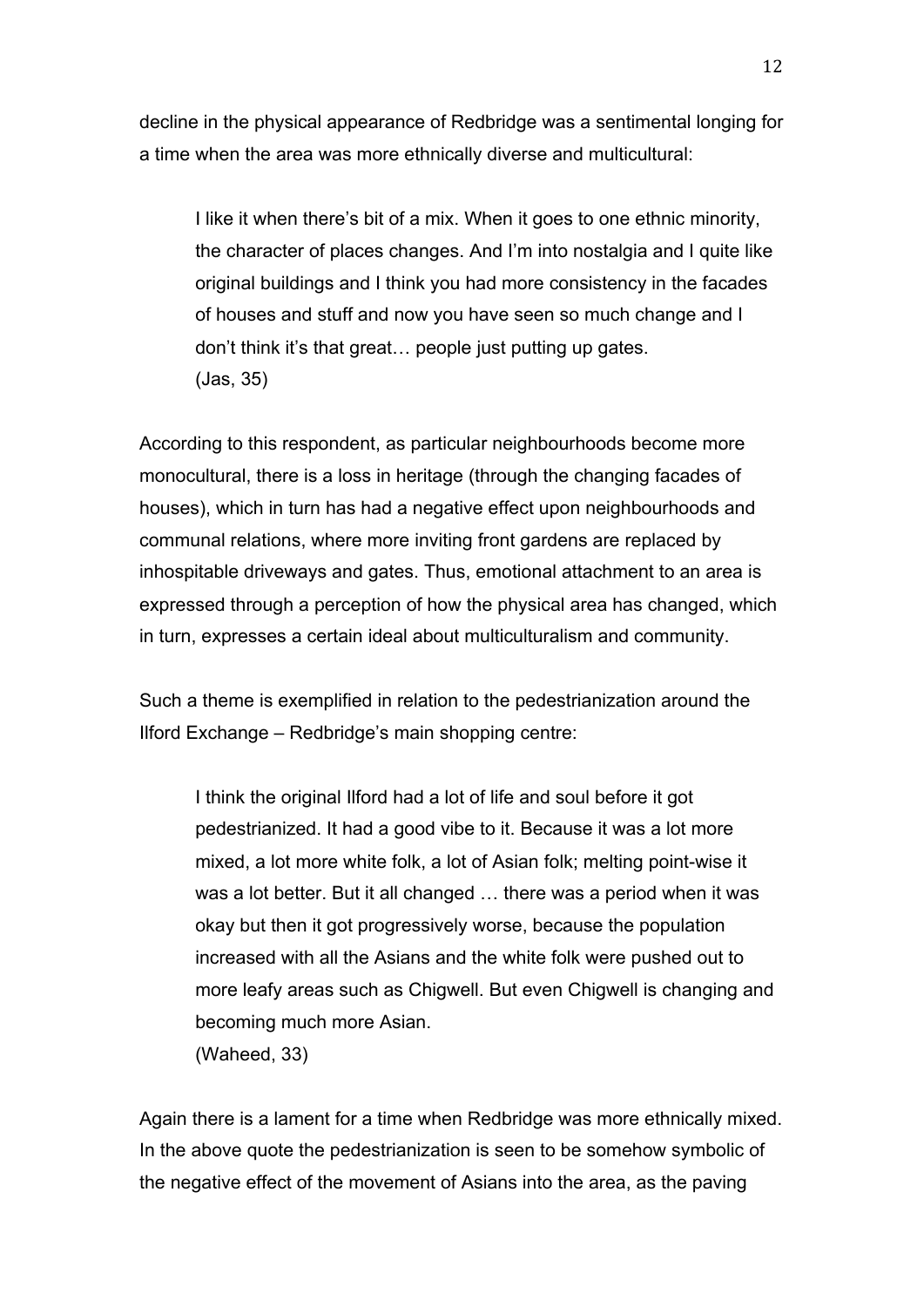decline in the physical appearance of Redbridge was a sentimental longing for a time when the area was more ethnically diverse and multicultural:

> I like it when there's bit of a mix. When it goes to one ethnic minority, the character of places changes. And I'm into nostalgia and I quite like original buildings and I think you had more consistency in the facades of houses and stuff and now you have seen so much change and I don't think it's that great… people just putting up gates.
> (Jas, 35)

According to this respondent, as particular neighbourhoods become more monocultural, there is a loss in heritage (through the changing facades of houses), which in turn has had a negative effect upon neighbourhoods and communal relations, where more inviting front gardens are replaced by inhospitable driveways and gates. Thus, emotional attachment to an area is expressed through a perception of how the physical area has changed, which in turn, expresses a certain ideal about multiculturalism and community.

Such a theme is exemplified in relation to the pedestrianization around the Ilford Exchange – Redbridge's main shopping centre:

> I think the original Ilford had a lot of life and soul before it got pedestrianized. It had a good vibe to it. Because it was a lot more mixed, a lot more white folk, a lot of Asian folk; melting point-wise it was a lot better. But it all changed … there was a period when it was okay but then it got progressively worse, because the population increased with all the Asians and the white folk were pushed out to more leafy areas such as Chigwell. But even Chigwell is changing and becoming much more Asian.
> (Waheed, 33)

Again there is a lament for a time when Redbridge was more ethnically mixed. In the above quote the pedestrianization is seen to be somehow symbolic of the negative effect of the movement of Asians into the area, as the paving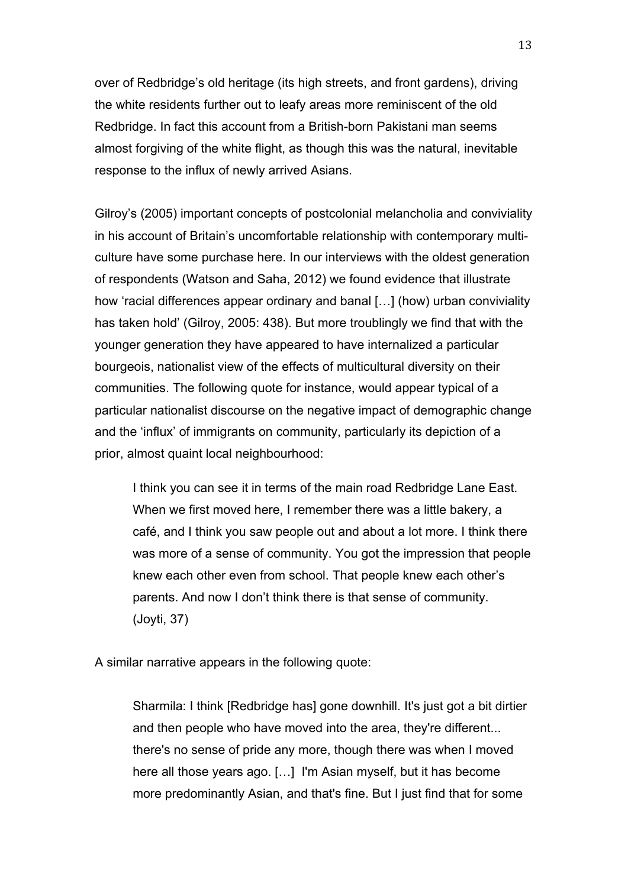over of Redbridge's old heritage (its high streets, and front gardens), driving the white residents further out to leafy areas more reminiscent of the old Redbridge. In fact this account from a British-born Pakistani man seems almost forgiving of the white flight, as though this was the natural, inevitable response to the influx of newly arrived Asians.

Gilroy's (2005) important concepts of postcolonial melancholia and conviviality in his account of Britain's uncomfortable relationship with contemporary multi-culture have some purchase here. In our interviews with the oldest generation of respondents (Watson and Saha, 2012) we found evidence that illustrate how 'racial differences appear ordinary and banal […] (how) urban conviviality has taken hold' (Gilroy, 2005: 438). But more troublingly we find that with the younger generation they have appeared to have internalized a particular bourgeois, nationalist view of the effects of multicultural diversity on their communities. The following quote for instance, would appear typical of a particular nationalist discourse on the negative impact of demographic change and the 'influx' of immigrants on community, particularly its depiction of a prior, almost quaint local neighbourhood:

> I think you can see it in terms of the main road Redbridge Lane East. When we first moved here, I remember there was a little bakery, a café, and I think you saw people out and about a lot more. I think there was more of a sense of community. You got the impression that people knew each other even from school. That people knew each other's parents. And now I don't think there is that sense of community. (Joyti, 37)

A similar narrative appears in the following quote:

> Sharmila: I think [Redbridge has] gone downhill. It's just got a bit dirtier and then people who have moved into the area, they're different... there's no sense of pride any more, though there was when I moved here all those years ago. […] I'm Asian myself, but it has become more predominantly Asian, and that's fine. But I just find that for some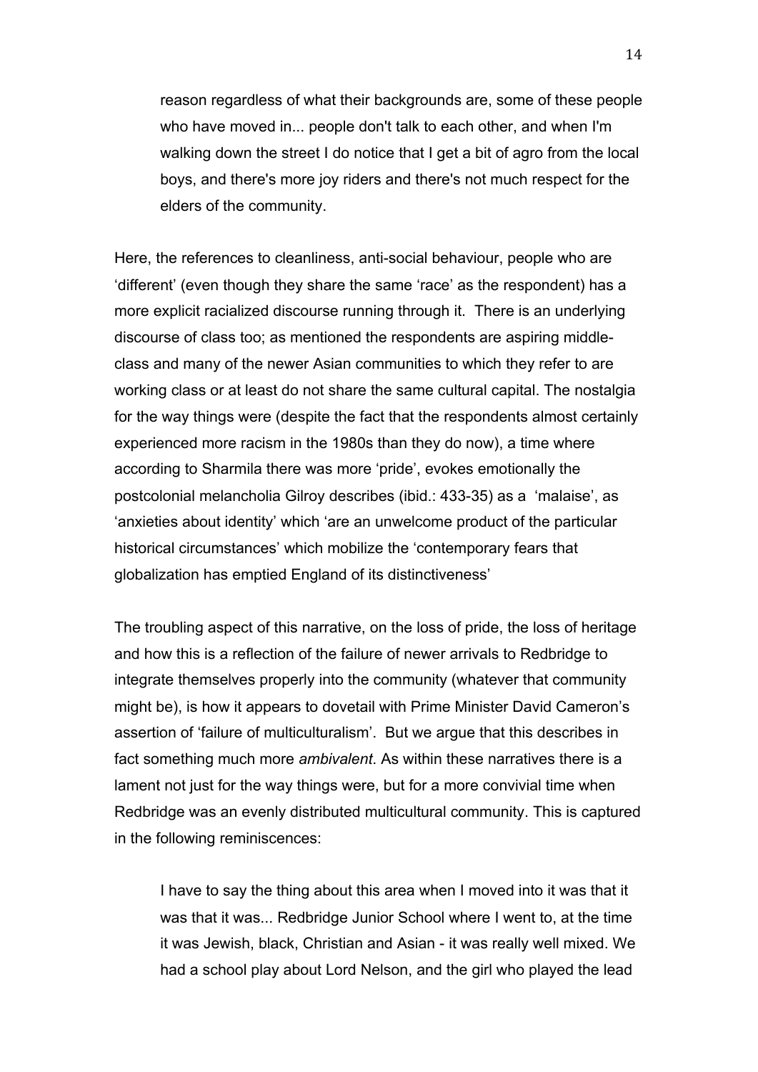> reason regardless of what their backgrounds are, some of these people who have moved in... people don't talk to each other, and when I'm walking down the street I do notice that I get a bit of agro from the local boys, and there's more joy riders and there's not much respect for the elders of the community.

Here, the references to cleanliness, anti-social behaviour, people who are 'different' (even though they share the same 'race' as the respondent) has a more explicit racialized discourse running through it. There is an underlying discourse of class too; as mentioned the respondents are aspiring middle-class and many of the newer Asian communities to which they refer to are working class or at least do not share the same cultural capital. The nostalgia for the way things were (despite the fact that the respondents almost certainly experienced more racism in the 1980s than they do now), a time where according to Sharmila there was more 'pride', evokes emotionally the postcolonial melancholia Gilroy describes (ibid.: 433-35) as a 'malaise', as 'anxieties about identity' which 'are an unwelcome product of the particular historical circumstances' which mobilize the 'contemporary fears that globalization has emptied England of its distinctiveness'

The troubling aspect of this narrative, on the loss of pride, the loss of heritage and how this is a reflection of the failure of newer arrivals to Redbridge to integrate themselves properly into the community (whatever that community might be), is how it appears to dovetail with Prime Minister David Cameron's assertion of 'failure of multiculturalism'. But we argue that this describes in fact something much more *ambivalent*. As within these narratives there is a lament not just for the way things were, but for a more convivial time when Redbridge was an evenly distributed multicultural community. This is captured in the following reminiscences:

> I have to say the thing about this area when I moved into it was that it was that it was... Redbridge Junior School where I went to, at the time it was Jewish, black, Christian and Asian - it was really well mixed. We had a school play about Lord Nelson, and the girl who played the lead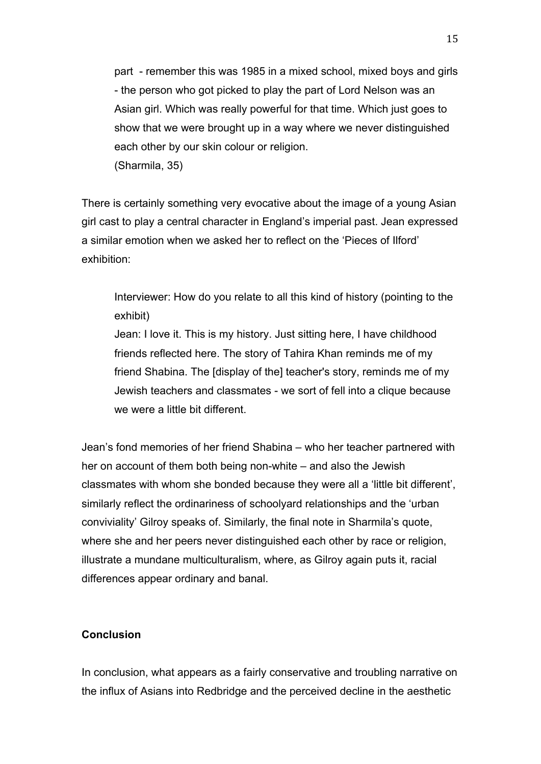> part - remember this was 1985 in a mixed school, mixed boys and girls - the person who got picked to play the part of Lord Nelson was an Asian girl. Which was really powerful for that time. Which just goes to show that we were brought up in a way where we never distinguished each other by our skin colour or religion.
> (Sharmila, 35)

There is certainly something very evocative about the image of a young Asian girl cast to play a central character in England's imperial past. Jean expressed a similar emotion when we asked her to reflect on the 'Pieces of Ilford' exhibition:

> Interviewer: How do you relate to all this kind of history (pointing to the exhibit)
> Jean: I love it. This is my history. Just sitting here, I have childhood friends reflected here. The story of Tahira Khan reminds me of my friend Shabina. The [display of the] teacher's story, reminds me of my Jewish teachers and classmates - we sort of fell into a clique because we were a little bit different.

Jean's fond memories of her friend Shabina – who her teacher partnered with her on account of them both being non-white – and also the Jewish classmates with whom she bonded because they were all a 'little bit different', similarly reflect the ordinariness of schoolyard relationships and the 'urban conviviality' Gilroy speaks of. Similarly, the final note in Sharmila's quote, where she and her peers never distinguished each other by race or religion, illustrate a mundane multiculturalism, where, as Gilroy again puts it, racial differences appear ordinary and banal.

## Conclusion

In conclusion, what appears as a fairly conservative and troubling narrative on the influx of Asians into Redbridge and the perceived decline in the aesthetic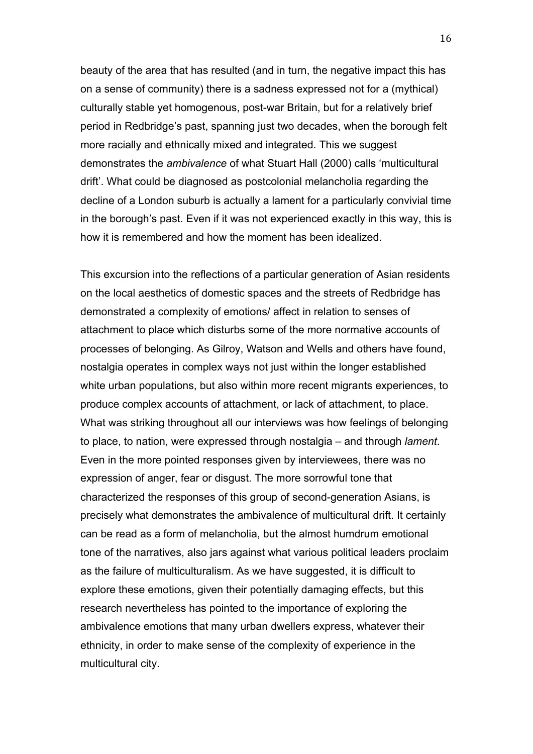beauty of the area that has resulted (and in turn, the negative impact this has on a sense of community) there is a sadness expressed not for a (mythical) culturally stable yet homogenous, post-war Britain, but for a relatively brief period in Redbridge's past, spanning just two decades, when the borough felt more racially and ethnically mixed and integrated. This we suggest demonstrates the *ambivalence* of what Stuart Hall (2000) calls 'multicultural drift'. What could be diagnosed as postcolonial melancholia regarding the decline of a London suburb is actually a lament for a particularly convivial time in the borough's past. Even if it was not experienced exactly in this way, this is how it is remembered and how the moment has been idealized.

This excursion into the reflections of a particular generation of Asian residents on the local aesthetics of domestic spaces and the streets of Redbridge has demonstrated a complexity of emotions/ affect in relation to senses of attachment to place which disturbs some of the more normative accounts of processes of belonging. As Gilroy, Watson and Wells and others have found, nostalgia operates in complex ways not just within the longer established white urban populations, but also within more recent migrants experiences, to produce complex accounts of attachment, or lack of attachment, to place. What was striking throughout all our interviews was how feelings of belonging to place, to nation, were expressed through nostalgia – and through *lament*. Even in the more pointed responses given by interviewees, there was no expression of anger, fear or disgust. The more sorrowful tone that characterized the responses of this group of second-generation Asians, is precisely what demonstrates the ambivalence of multicultural drift. It certainly can be read as a form of melancholia, but the almost humdrum emotional tone of the narratives, also jars against what various political leaders proclaim as the failure of multiculturalism. As we have suggested, it is difficult to explore these emotions, given their potentially damaging effects, but this research nevertheless has pointed to the importance of exploring the ambivalence emotions that many urban dwellers express, whatever their ethnicity, in order to make sense of the complexity of experience in the multicultural city.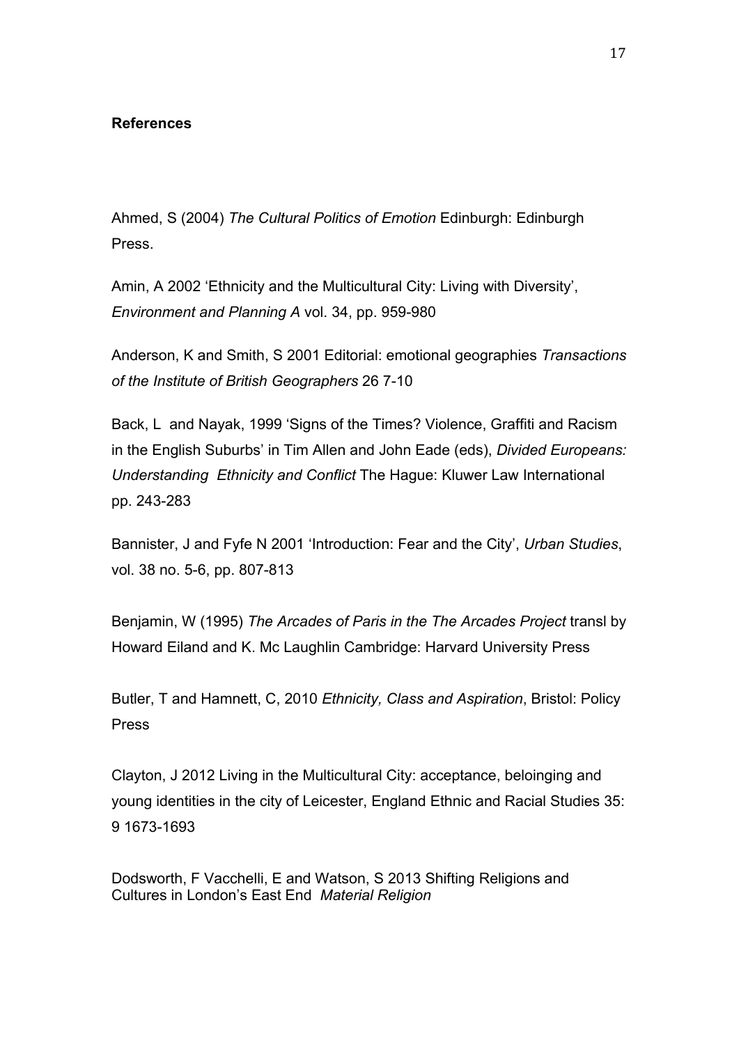**References**

Ahmed, S (2004) *The Cultural Politics of Emotion* Edinburgh: Edinburgh Press.

Amin, A 2002 'Ethnicity and the Multicultural City: Living with Diversity', *Environment and Planning A* vol. 34, pp. 959-980

Anderson, K and Smith, S 2001 Editorial: emotional geographies *Transactions of the Institute of British Geographers* 26 7-10

Back, L and Nayak, 1999 'Signs of the Times? Violence, Graffiti and Racism in the English Suburbs' in Tim Allen and John Eade (eds), *Divided Europeans: Understanding Ethnicity and Conflict* The Hague: Kluwer Law International pp. 243-283

Bannister, J and Fyfe N 2001 'Introduction: Fear and the City', *Urban Studies*, vol. 38 no. 5-6, pp. 807-813

Benjamin, W (1995) *The Arcades of Paris in the The Arcades Project* transl by Howard Eiland and K. Mc Laughlin Cambridge: Harvard University Press

Butler, T and Hamnett, C, 2010 *Ethnicity, Class and Aspiration*, Bristol: Policy Press

Clayton, J 2012 Living in the Multicultural City: acceptance, beloinging and young identities in the city of Leicester, England Ethnic and Racial Studies 35: 9 1673-1693

Dodsworth, F Vacchelli, E and Watson, S 2013 Shifting Religions and Cultures in London's East End *Material Religion*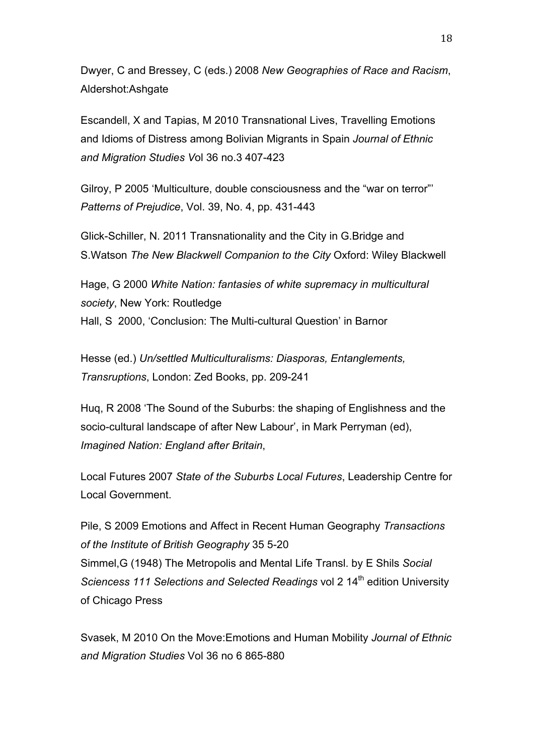Dwyer, C and Bressey, C (eds.) 2008 *New Geographies of Race and Racism*, Aldershot:Ashgate

Escandell, X and Tapias, M 2010 Transnational Lives, Travelling Emotions and Idioms of Distress among Bolivian Migrants in Spain *Journal of Ethnic and Migration Studies V*ol 36 no.3 407-423

Gilroy, P 2005 'Multiculture, double consciousness and the "war on terror"' *Patterns of Prejudice*, Vol. 39, No. 4, pp. 431-443

Glick-Schiller, N. 2011 Transnationality and the City in G.Bridge and S.Watson *The New Blackwell Companion to the City* Oxford: Wiley Blackwell

Hage, G 2000 *White Nation: fantasies of white supremacy in multicultural society*, New York: Routledge
Hall, S 2000, 'Conclusion: The Multi-cultural Question' in Barnor

Hesse (ed.) *Un/settled Multiculturalisms: Diasporas, Entanglements, Transruptions*, London: Zed Books, pp. 209-241

Huq, R 2008 'The Sound of the Suburbs: the shaping of Englishness and the socio-cultural landscape of after New Labour', in Mark Perryman (ed), *Imagined Nation: England after Britain*,

Local Futures 2007 *State of the Suburbs Local Futures*, Leadership Centre for Local Government.

Pile, S 2009 Emotions and Affect in Recent Human Geography *Transactions of the Institute of British Geography* 35 5-20
Simmel,G (1948) The Metropolis and Mental Life Transl. by E Shils *Social Sciencess 111 Selections and Selected Readings* vol 2 14th edition University of Chicago Press

Svasek, M 2010 On the Move:Emotions and Human Mobility *Journal of Ethnic and Migration Studies* Vol 36 no 6 865-880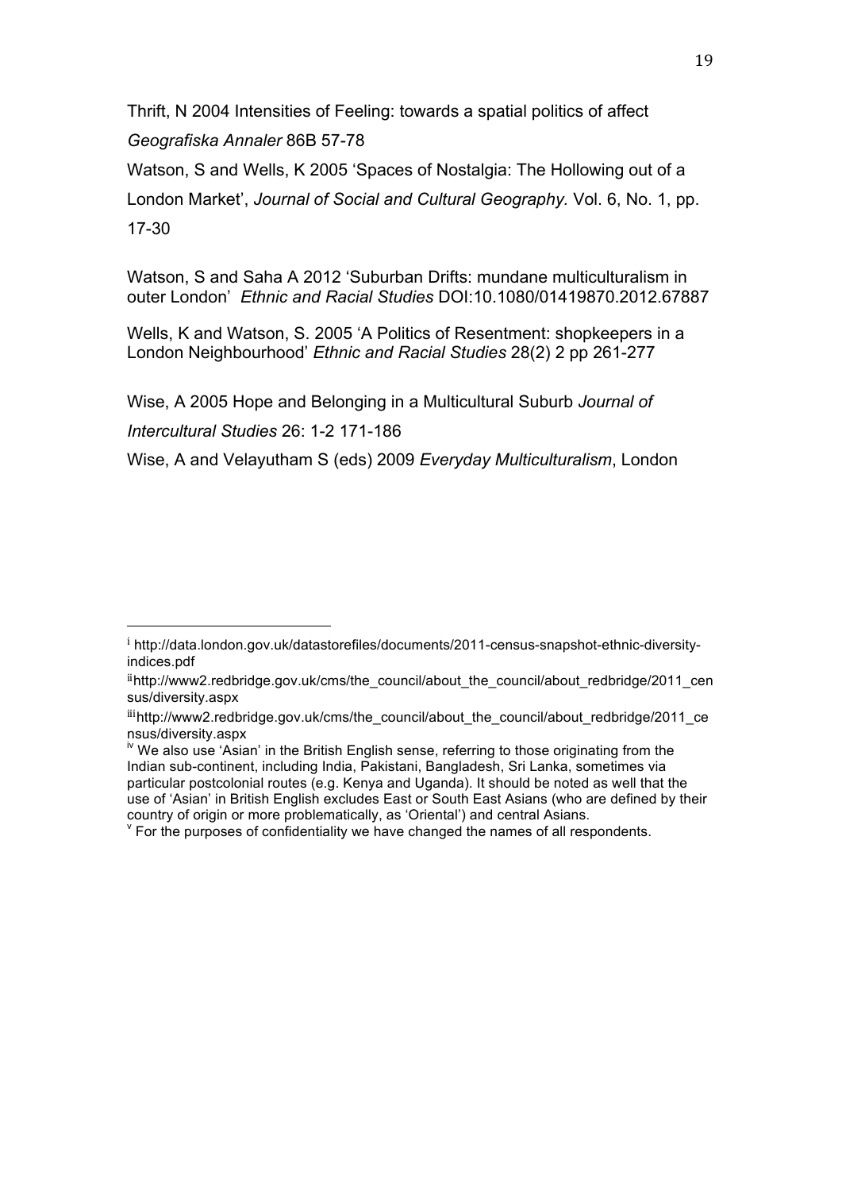Thrift, N 2004 Intensities of Feeling: towards a spatial politics of affect *Geografiska Annaler* 86B 57-78

Watson, S and Wells, K 2005 'Spaces of Nostalgia: The Hollowing out of a London Market', *Journal of Social and Cultural Geography.* Vol. 6, No. 1, pp. 17-30

Watson, S and Saha A 2012 'Suburban Drifts: mundane multiculturalism in outer London' *Ethnic and Racial Studies* DOI:10.1080/01419870.2012.67887

Wells, K and Watson, S. 2005 'A Politics of Resentment: shopkeepers in a London Neighbourhood' *Ethnic and Racial Studies* 28(2) 2 pp 261-277

Wise, A 2005 Hope and Belonging in a Multicultural Suburb *Journal of Intercultural Studies* 26: 1-2 171-186

Wise, A and Velayutham S (eds) 2009 *Everyday Multiculturalism*, London

---

[i] http://data.london.gov.uk/datastorefiles/documents/2011-census-snapshot-ethnic-diversity-indices.pdf

[ii] http://www2.redbridge.gov.uk/cms/the_council/about_the_council/about_redbridge/2011_census/diversity.aspx

[iii] http://www2.redbridge.gov.uk/cms/the_council/about_the_council/about_redbridge/2011_census/diversity.aspx

[iv] We also use 'Asian' in the British English sense, referring to those originating from the Indian sub-continent, including India, Pakistani, Bangladesh, Sri Lanka, sometimes via particular postcolonial routes (e.g. Kenya and Uganda). It should be noted as well that the use of 'Asian' in British English excludes East or South East Asians (who are defined by their country of origin or more problematically, as 'Oriental') and central Asians.

[v] For the purposes of confidentiality we have changed the names of all respondents.